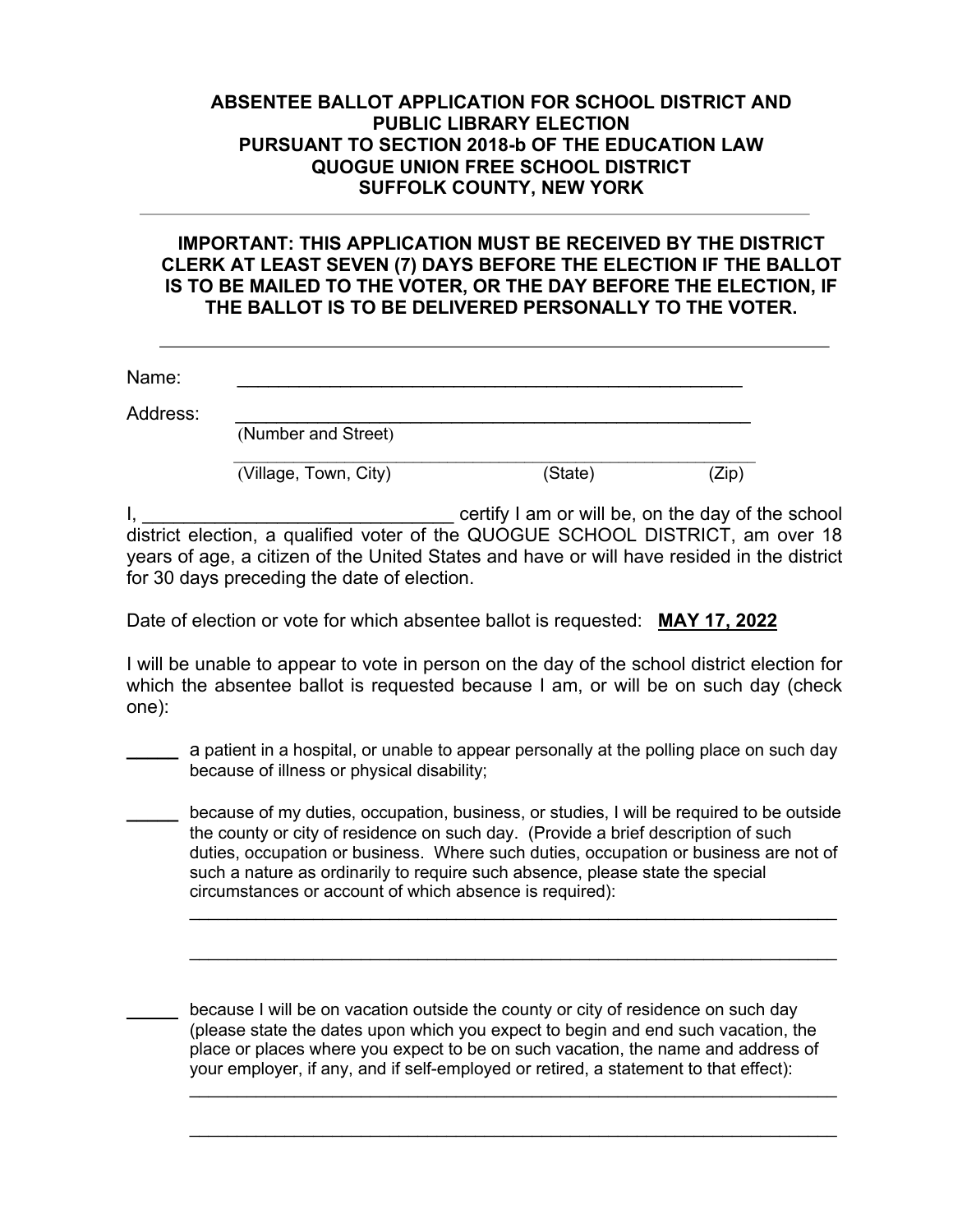**ABSENTEE BALLOT APPLICATION FOR SCHOOL DISTRICT AND PUBLIC LIBRARY ELECTION**
**PURSUANT TO SECTION 2018-b OF THE EDUCATION LAW**
**QUOGUE UNION FREE SCHOOL DISTRICT**
**SUFFOLK COUNTY, NEW YORK**

---

**IMPORTANT: THIS APPLICATION MUST BE RECEIVED BY THE DISTRICT CLERK AT LEAST SEVEN (7) DAYS BEFORE THE ELECTION IF THE BALLOT IS TO BE MAILED TO THE VOTER, OR THE DAY BEFORE THE ELECTION, IF THE BALLOT IS TO BE DELIVERED PERSONALLY TO THE VOTER.**

---

Name: ______________________________________________

Address: ______________________________________________
(Number and Street)

______________________________________________
(Village, Town, City) (State) (Zip)

I, ____________________________ certify I am or will be, on the day of the school district election, a qualified voter of the QUOGUE SCHOOL DISTRICT, am over 18 years of age, a citizen of the United States and have or will have resided in the district for 30 days preceding the date of election.

Date of election or vote for which absentee ballot is requested: **MAY 17, 2022**

I will be unable to appear to vote in person on the day of the school district election for which the absentee ballot is requested because I am, or will be on such day (check one):

_____ a patient in a hospital, or unable to appear personally at the polling place on such day because of illness or physical disability;

_____ because of my duties, occupation, business, or studies, I will be required to be outside the county or city of residence on such day. (Provide a brief description of such duties, occupation or business. Where such duties, occupation or business are not of such a nature as ordinarily to require such absence, please state the special circumstances or account of which absence is required):

______________________________________________

______________________________________________

_____ because I will be on vacation outside the county or city of residence on such day (please state the dates upon which you expect to begin and end such vacation, the place or places where you expect to be on such vacation, the name and address of your employer, if any, and if self-employed or retired, a statement to that effect):

______________________________________________

______________________________________________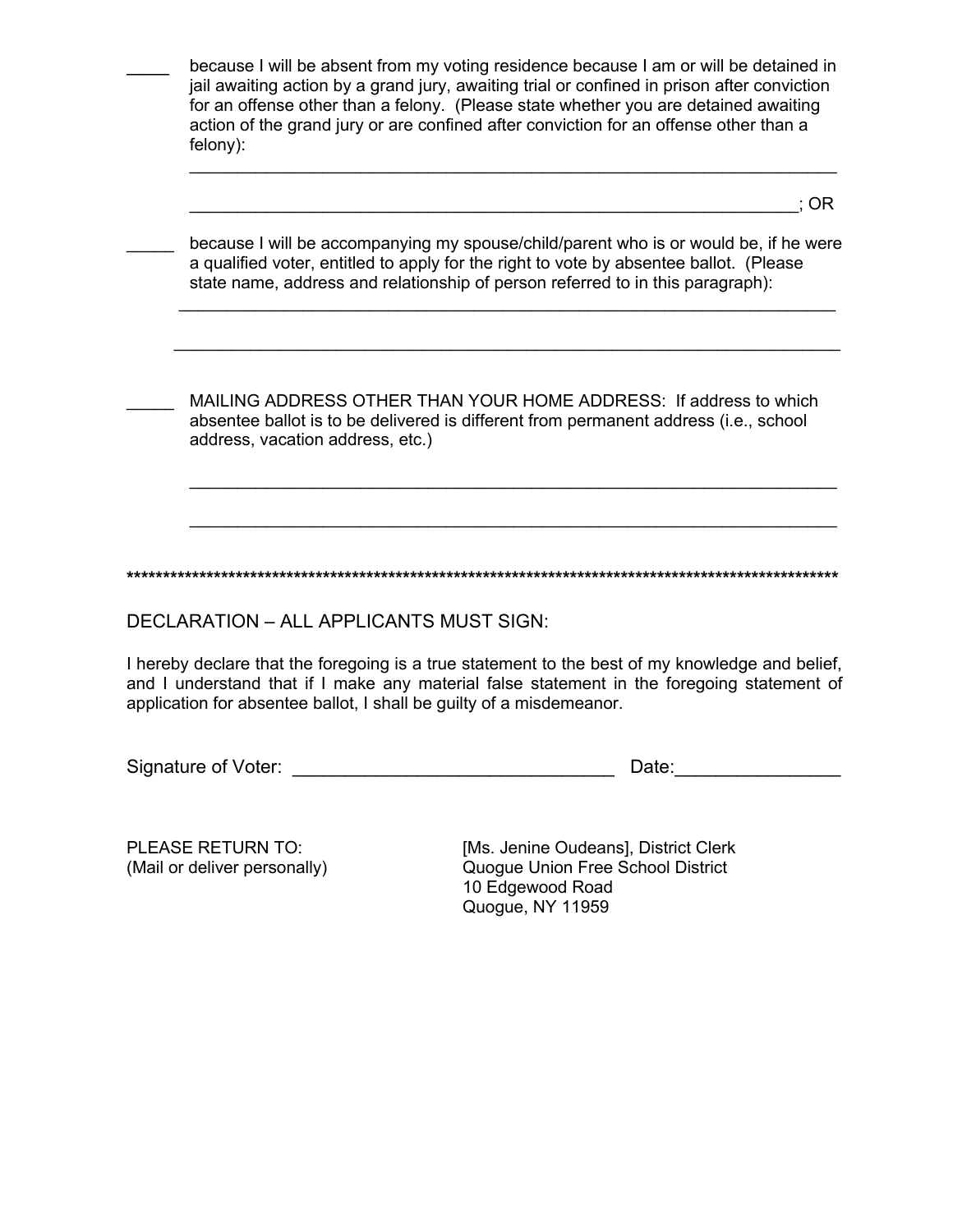_____ because I will be absent from my voting residence because I am or will be detained in jail awaiting action by a grand jury, awaiting trial or confined in prison after conviction for an offense other than a felony. (Please state whether you are detained awaiting action of the grand jury or are confined after conviction for an offense other than a felony):

_______________________________________________________________________

_____________________________________________________________________; OR

_____ because I will be accompanying my spouse/child/parent who is or would be, if he were a qualified voter, entitled to apply for the right to vote by absentee ballot. (Please state name, address and relationship of person referred to in this paragraph):

_______________________________________________________________________

_______________________________________________________________________

_____ MAILING ADDRESS OTHER THAN YOUR HOME ADDRESS: If address to which absentee ballot is to be delivered is different from permanent address (i.e., school address, vacation address, etc.)

_______________________________________________________________________

_______________________________________________________________________

****************************************************************************************************

DECLARATION – ALL APPLICANTS MUST SIGN:

I hereby declare that the foregoing is a true statement to the best of my knowledge and belief, and I understand that if I make any material false statement in the foregoing statement of application for absentee ballot, I shall be guilty of a misdemeanor.

Signature of Voter: ________________________________ Date:________________

PLEASE RETURN TO:
(Mail or deliver personally)

[Ms. Jenine Oudeans], District Clerk
Quogue Union Free School District
10 Edgewood Road
Quogue, NY 11959